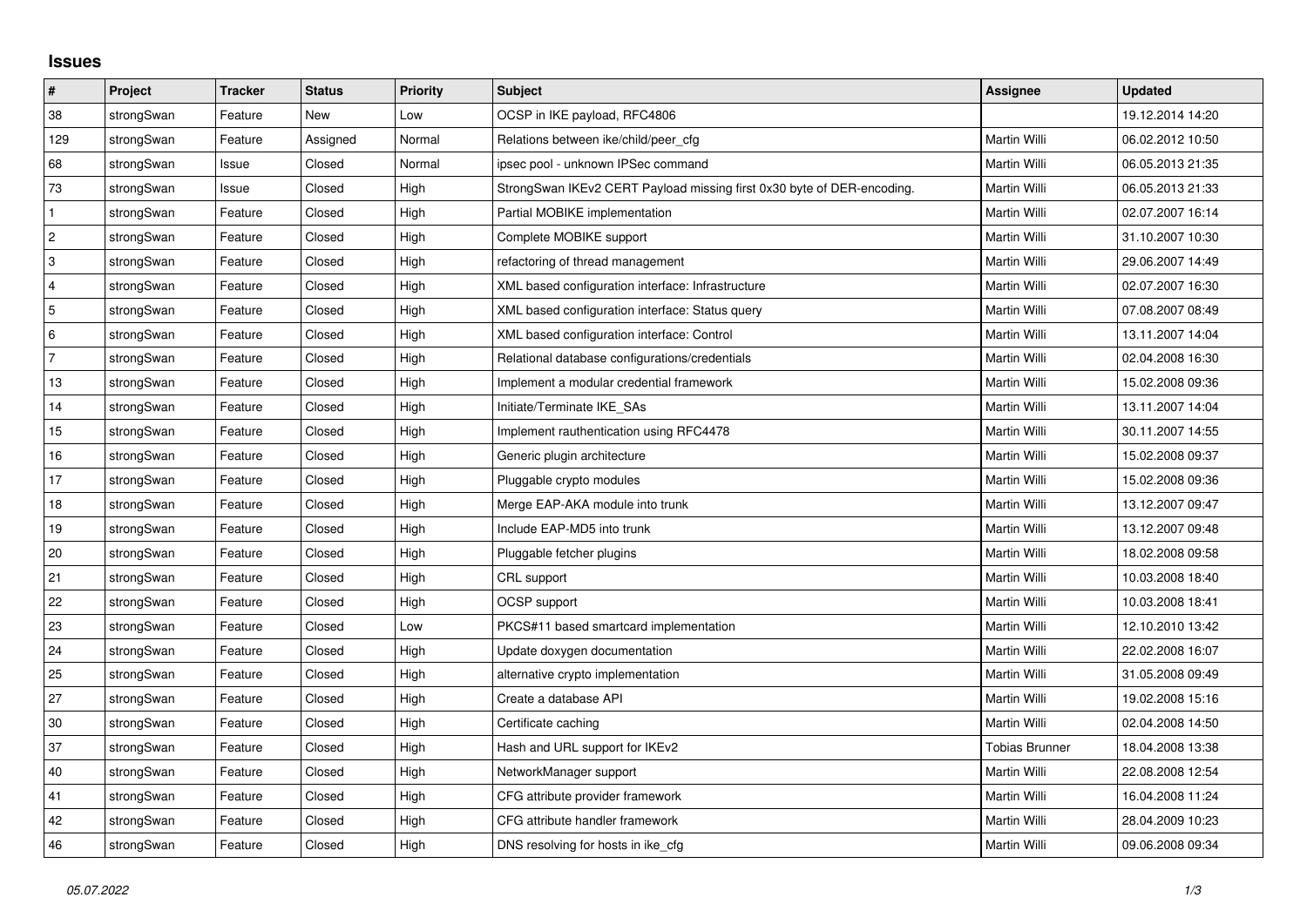## Issues

| # | Project | Tracker | Status | Priority | Subject | Assignee | Updated |
|---|---|---|---|---|---|---|---|
| 38 | strongSwan | Feature | New | Low | OCSP in IKE payload, RFC4806 | | 19.12.2014 14:20 |
| 129 | strongSwan | Feature | Assigned | Normal | Relations between ike/child/peer_cfg | Martin Willi | 06.02.2012 10:50 |
| 68 | strongSwan | Issue | Closed | Normal | ipsec pool - unknown IPSec command | Martin Willi | 06.05.2013 21:35 |
| 73 | strongSwan | Issue | Closed | High | StrongSwan IKEv2 CERT Payload missing first 0x30 byte of DER-encoding. | Martin Willi | 06.05.2013 21:33 |
| 1 | strongSwan | Feature | Closed | High | Partial MOBIKE implementation | Martin Willi | 02.07.2007 16:14 |
| 2 | strongSwan | Feature | Closed | High | Complete MOBIKE support | Martin Willi | 31.10.2007 10:30 |
| 3 | strongSwan | Feature | Closed | High | refactoring of thread management | Martin Willi | 29.06.2007 14:49 |
| 4 | strongSwan | Feature | Closed | High | XML based configuration interface: Infrastructure | Martin Willi | 02.07.2007 16:30 |
| 5 | strongSwan | Feature | Closed | High | XML based configuration interface: Status query | Martin Willi | 07.08.2007 08:49 |
| 6 | strongSwan | Feature | Closed | High | XML based configuration interface: Control | Martin Willi | 13.11.2007 14:04 |
| 7 | strongSwan | Feature | Closed | High | Relational database configurations/credentials | Martin Willi | 02.04.2008 16:30 |
| 13 | strongSwan | Feature | Closed | High | Implement a modular credential framework | Martin Willi | 15.02.2008 09:36 |
| 14 | strongSwan | Feature | Closed | High | Initiate/Terminate IKE_SAs | Martin Willi | 13.11.2007 14:04 |
| 15 | strongSwan | Feature | Closed | High | Implement rauthentication using RFC4478 | Martin Willi | 30.11.2007 14:55 |
| 16 | strongSwan | Feature | Closed | High | Generic plugin architecture | Martin Willi | 15.02.2008 09:37 |
| 17 | strongSwan | Feature | Closed | High | Pluggable crypto modules | Martin Willi | 15.02.2008 09:36 |
| 18 | strongSwan | Feature | Closed | High | Merge EAP-AKA module into trunk | Martin Willi | 13.12.2007 09:47 |
| 19 | strongSwan | Feature | Closed | High | Include EAP-MD5 into trunk | Martin Willi | 13.12.2007 09:48 |
| 20 | strongSwan | Feature | Closed | High | Pluggable fetcher plugins | Martin Willi | 18.02.2008 09:58 |
| 21 | strongSwan | Feature | Closed | High | CRL support | Martin Willi | 10.03.2008 18:40 |
| 22 | strongSwan | Feature | Closed | High | OCSP support | Martin Willi | 10.03.2008 18:41 |
| 23 | strongSwan | Feature | Closed | Low | PKCS#11 based smartcard implementation | Martin Willi | 12.10.2010 13:42 |
| 24 | strongSwan | Feature | Closed | High | Update doxygen documentation | Martin Willi | 22.02.2008 16:07 |
| 25 | strongSwan | Feature | Closed | High | alternative crypto implementation | Martin Willi | 31.05.2008 09:49 |
| 27 | strongSwan | Feature | Closed | High | Create a database API | Martin Willi | 19.02.2008 15:16 |
| 30 | strongSwan | Feature | Closed | High | Certificate caching | Martin Willi | 02.04.2008 14:50 |
| 37 | strongSwan | Feature | Closed | High | Hash and URL support for IKEv2 | Tobias Brunner | 18.04.2008 13:38 |
| 40 | strongSwan | Feature | Closed | High | NetworkManager support | Martin Willi | 22.08.2008 12:54 |
| 41 | strongSwan | Feature | Closed | High | CFG attribute provider framework | Martin Willi | 16.04.2008 11:24 |
| 42 | strongSwan | Feature | Closed | High | CFG attribute handler framework | Martin Willi | 28.04.2009 10:23 |
| 46 | strongSwan | Feature | Closed | High | DNS resolving for hosts in ike_cfg | Martin Willi | 09.06.2008 09:34 |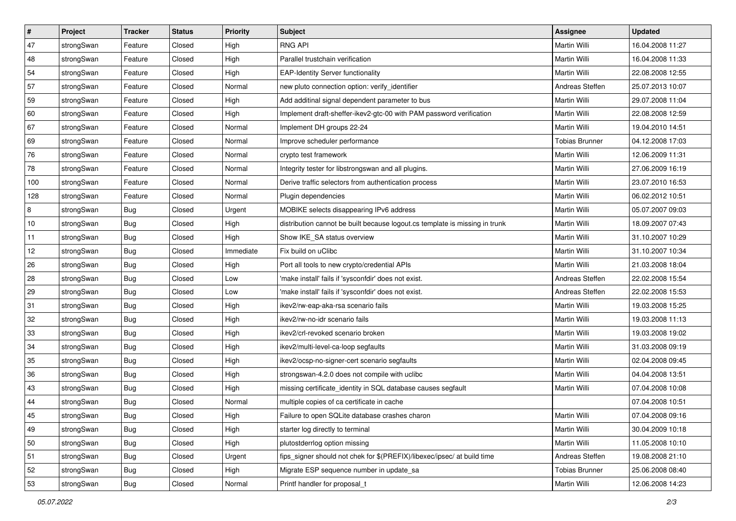| # | Project | Tracker | Status | Priority | Subject | Assignee | Updated |
|---|---|---|---|---|---|---|---|
| 47 | strongSwan | Feature | Closed | High | RNG API | Martin Willi | 16.04.2008 11:27 |
| 48 | strongSwan | Feature | Closed | High | Parallel trustchain verification | Martin Willi | 16.04.2008 11:33 |
| 54 | strongSwan | Feature | Closed | High | EAP-Identity Server functionality | Martin Willi | 22.08.2008 12:55 |
| 57 | strongSwan | Feature | Closed | Normal | new pluto connection option: verify_identifier | Andreas Steffen | 25.07.2013 10:07 |
| 59 | strongSwan | Feature | Closed | High | Add additinal signal dependent parameter to bus | Martin Willi | 29.07.2008 11:04 |
| 60 | strongSwan | Feature | Closed | High | Implement draft-sheffer-ikev2-gtc-00 with PAM password verification | Martin Willi | 22.08.2008 12:59 |
| 67 | strongSwan | Feature | Closed | Normal | Implement DH groups 22-24 | Martin Willi | 19.04.2010 14:51 |
| 69 | strongSwan | Feature | Closed | Normal | Improve scheduler performance | Tobias Brunner | 04.12.2008 17:03 |
| 76 | strongSwan | Feature | Closed | Normal | crypto test framework | Martin Willi | 12.06.2009 11:31 |
| 78 | strongSwan | Feature | Closed | Normal | Integrity tester for libstrongswan and all plugins. | Martin Willi | 27.06.2009 16:19 |
| 100 | strongSwan | Feature | Closed | Normal | Derive traffic selectors from authentication process | Martin Willi | 23.07.2010 16:53 |
| 128 | strongSwan | Feature | Closed | Normal | Plugin dependencies | Martin Willi | 06.02.2012 10:51 |
| 8 | strongSwan | Bug | Closed | Urgent | MOBIKE selects disappearing IPv6 address | Martin Willi | 05.07.2007 09:03 |
| 10 | strongSwan | Bug | Closed | High | distribution cannot be built because logout.cs template is missing in trunk | Martin Willi | 18.09.2007 07:43 |
| 11 | strongSwan | Bug | Closed | High | Show IKE_SA status overview | Martin Willi | 31.10.2007 10:29 |
| 12 | strongSwan | Bug | Closed | Immediate | Fix build on uClibc | Martin Willi | 31.10.2007 10:34 |
| 26 | strongSwan | Bug | Closed | High | Port all tools to new crypto/credential APIs | Martin Willi | 21.03.2008 18:04 |
| 28 | strongSwan | Bug | Closed | Low | 'make install' fails if 'sysconfdir' does not exist. | Andreas Steffen | 22.02.2008 15:54 |
| 29 | strongSwan | Bug | Closed | Low | 'make install' fails if 'sysconfdir' does not exist. | Andreas Steffen | 22.02.2008 15:53 |
| 31 | strongSwan | Bug | Closed | High | ikev2/rw-eap-aka-rsa scenario fails | Martin Willi | 19.03.2008 15:25 |
| 32 | strongSwan | Bug | Closed | High | ikev2/rw-no-idr scenario fails | Martin Willi | 19.03.2008 11:13 |
| 33 | strongSwan | Bug | Closed | High | ikev2/crl-revoked scenario broken | Martin Willi | 19.03.2008 19:02 |
| 34 | strongSwan | Bug | Closed | High | ikev2/multi-level-ca-loop segfaults | Martin Willi | 31.03.2008 09:19 |
| 35 | strongSwan | Bug | Closed | High | ikev2/ocsp-no-signer-cert scenario segfaults | Martin Willi | 02.04.2008 09:45 |
| 36 | strongSwan | Bug | Closed | High | strongswan-4.2.0 does not compile with uclibc | Martin Willi | 04.04.2008 13:51 |
| 43 | strongSwan | Bug | Closed | High | missing certificate_identity in SQL database causes segfault | Martin Willi | 07.04.2008 10:08 |
| 44 | strongSwan | Bug | Closed | Normal | multiple copies of ca certificate in cache | | 07.04.2008 10:51 |
| 45 | strongSwan | Bug | Closed | High | Failure to open SQLite database crashes charon | Martin Willi | 07.04.2008 09:16 |
| 49 | strongSwan | Bug | Closed | High | starter log directly to terminal | Martin Willi | 30.04.2009 10:18 |
| 50 | strongSwan | Bug | Closed | High | plutostderrlog option missing | Martin Willi | 11.05.2008 10:10 |
| 51 | strongSwan | Bug | Closed | Urgent | fips_signer should not chek for $(PREFIX)/libexec/ipsec/ at build time | Andreas Steffen | 19.08.2008 21:10 |
| 52 | strongSwan | Bug | Closed | High | Migrate ESP sequence number in update_sa | Tobias Brunner | 25.06.2008 08:40 |
| 53 | strongSwan | Bug | Closed | Normal | Printf handler for proposal_t | Martin Willi | 12.06.2008 14:23 |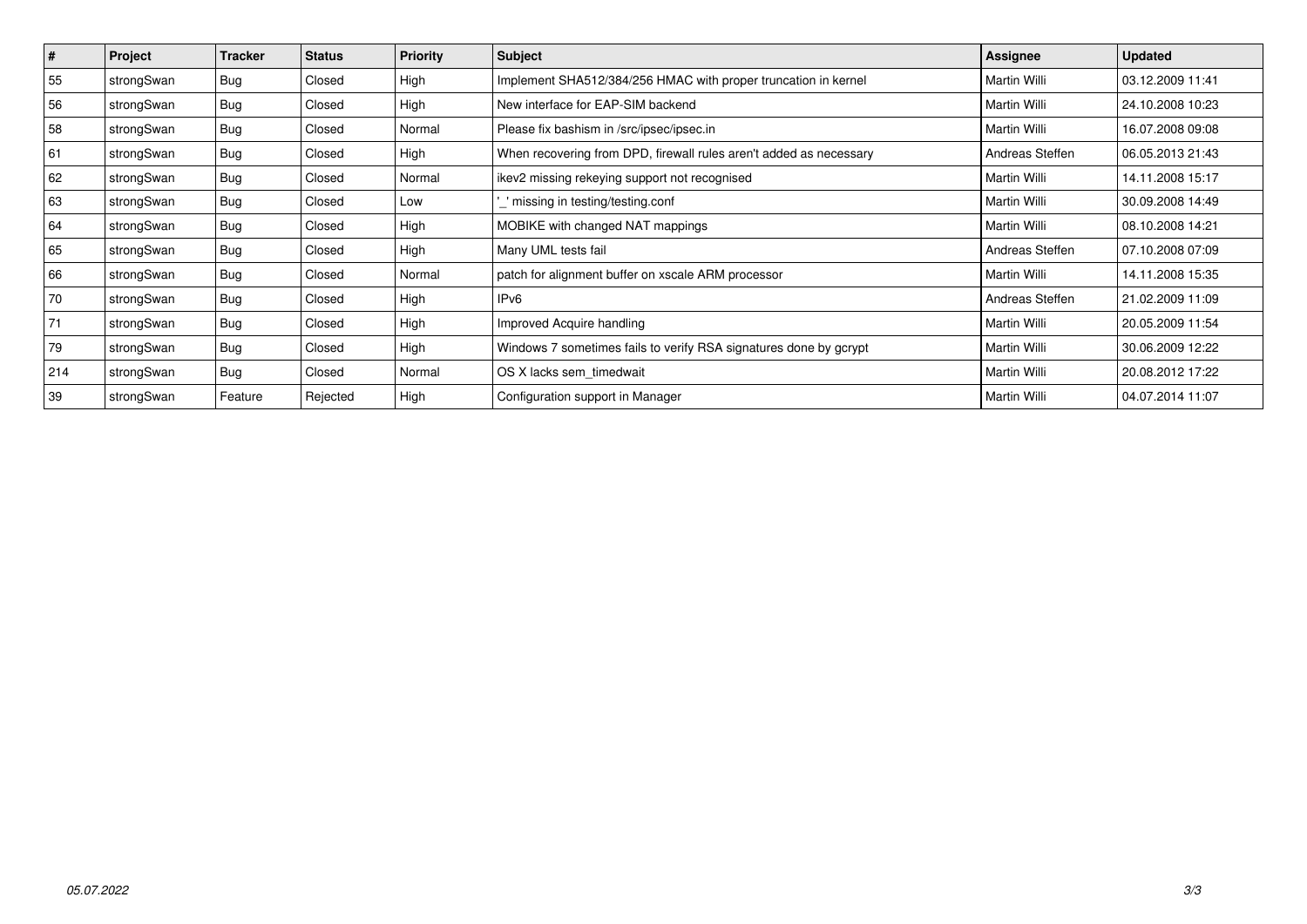| # | Project | Tracker | Status | Priority | Subject | Assignee | Updated |
|---|---|---|---|---|---|---|---|
| 55 | strongSwan | Bug | Closed | High | Implement SHA512/384/256 HMAC with proper truncation in kernel | Martin Willi | 03.12.2009 11:41 |
| 56 | strongSwan | Bug | Closed | High | New interface for EAP-SIM backend | Martin Willi | 24.10.2008 10:23 |
| 58 | strongSwan | Bug | Closed | Normal | Please fix bashism in /src/ipsec/ipsec.in | Martin Willi | 16.07.2008 09:08 |
| 61 | strongSwan | Bug | Closed | High | When recovering from DPD, firewall rules aren't added as necessary | Andreas Steffen | 06.05.2013 21:43 |
| 62 | strongSwan | Bug | Closed | Normal | ikev2 missing rekeying support not recognised | Martin Willi | 14.11.2008 15:17 |
| 63 | strongSwan | Bug | Closed | Low | '_' missing in testing/testing.conf | Martin Willi | 30.09.2008 14:49 |
| 64 | strongSwan | Bug | Closed | High | MOBIKE with changed NAT mappings | Martin Willi | 08.10.2008 14:21 |
| 65 | strongSwan | Bug | Closed | High | Many UML tests fail | Andreas Steffen | 07.10.2008 07:09 |
| 66 | strongSwan | Bug | Closed | Normal | patch for alignment buffer on xscale ARM processor | Martin Willi | 14.11.2008 15:35 |
| 70 | strongSwan | Bug | Closed | High | IPv6 | Andreas Steffen | 21.02.2009 11:09 |
| 71 | strongSwan | Bug | Closed | High | Improved Acquire handling | Martin Willi | 20.05.2009 11:54 |
| 79 | strongSwan | Bug | Closed | High | Windows 7 sometimes fails to verify RSA signatures done by gcrypt | Martin Willi | 30.06.2009 12:22 |
| 214 | strongSwan | Bug | Closed | Normal | OS X lacks sem_timedwait | Martin Willi | 20.08.2012 17:22 |
| 39 | strongSwan | Feature | Rejected | High | Configuration support in Manager | Martin Willi | 04.07.2014 11:07 |

*05.07.2022*